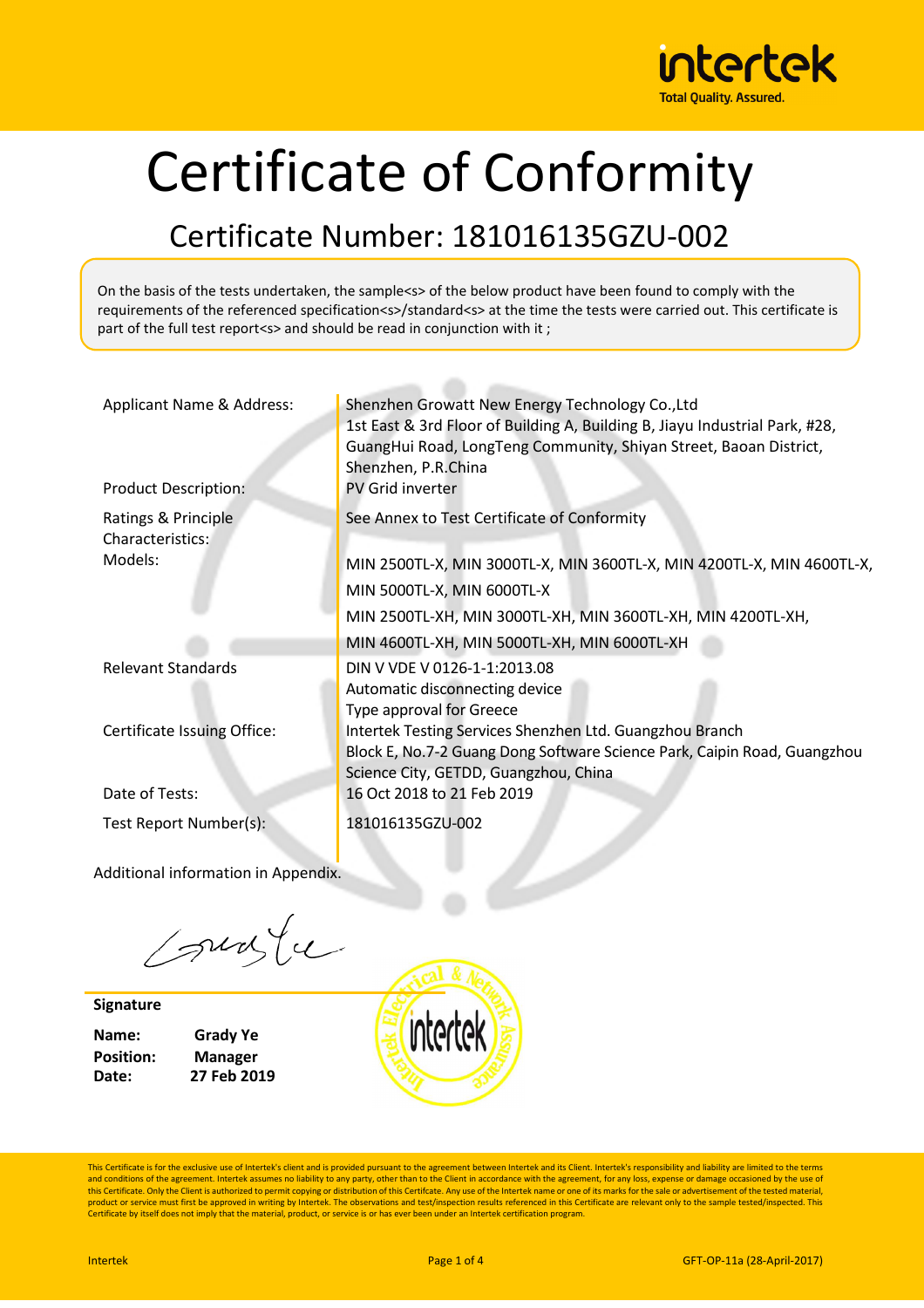# Certificate of Conformity

## Certificate Number: 181016135GZU-002

On the basis of the tests undertaken, the sample<s> of the below product have been found to comply with the requirements of the referenced specification<s>/standard<s> at the time the tests were carried out. This certificate is part of the full test report<s> and should be read in conjunction with it ;

| | |
|---|---|
| Applicant Name & Address: | Shenzhen Growatt New Energy Technology Co.,Ltd<br>1st East & 3rd Floor of Building A, Building B, Jiayu Industrial Park, #28, GuangHui Road, LongTeng Community, Shiyan Street, Baoan District, Shenzhen, P.R.China |
| Product Description: | PV Grid inverter |
| Ratings & Principle Characteristics: | See Annex to Test Certificate of Conformity |
| Models: | MIN 2500TL-X, MIN 3000TL-X, MIN 3600TL-X, MIN 4200TL-X, MIN 4600TL-X, MIN 5000TL-X, MIN 6000TL-X<br>MIN 2500TL-XH, MIN 3000TL-XH, MIN 3600TL-XH, MIN 4200TL-XH, MIN 4600TL-XH, MIN 5000TL-XH, MIN 6000TL-XH |
| Relevant Standards | DIN V VDE V 0126-1-1:2013.08<br>Automatic disconnecting device<br>Type approval for Greece |
| Certificate Issuing Office: | Intertek Testing Services Shenzhen Ltd. Guangzhou Branch<br>Block E, No.7-2 Guang Dong Software Science Park, Caipin Road, Guangzhou Science City, GETDD, Guangzhou, China |
| Date of Tests: | 16 Oct 2018 to 21 Feb 2019 |
| Test Report Number(s): | 181016135GZU-002 |

Additional information in Appendix.

**Signature**

**Name:** **Grady Ye**
**Position:** **Manager**
**Date:** **27 Feb 2019**

This Certificate is for the exclusive use of Intertek's client and is provided pursuant to the agreement between Intertek and its Client. Intertek's responsibility and liability are limited to the terms and conditions of the agreement. Intertek assumes no liability to any party, other than to the Client in accordance with the agreement, for any loss, expense or damage occasioned by the use of this Certificate. Only the Client is authorized to permit copying or distribution of this Certificate. Any use of the Intertek name or one of its marks for the sale or advertisement of the tested material, product or service must first be approved in writing by Intertek. The observations and test/inspection results referenced in this Certificate are relevant only to the sample tested/inspected. This Certificate by itself does not imply that the material, product, or service is or has ever been under an Intertek certification program.

GFT-OP-11a (28-April-2017)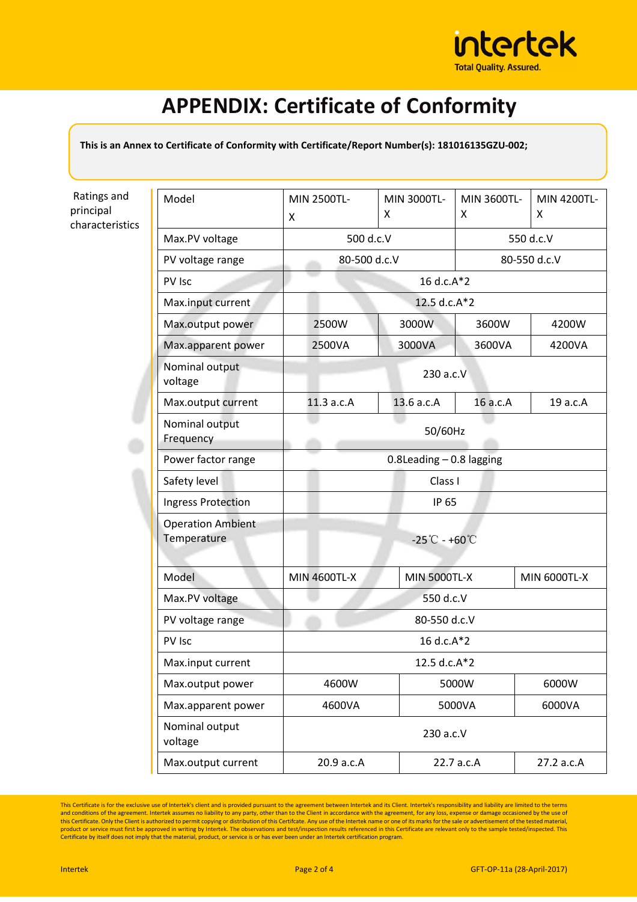# APPENDIX: Certificate of Conformity

**This is an Annex to Certificate of Conformity with Certificate/Report Number(s): 181016135GZU-002;**

Ratings and principal characteristics

| Model | MIN 2500TL-X | MIN 3000TL-X | MIN 3600TL-X | MIN 4200TL-X |
|---|---|---|---|---|
| Max.PV voltage | 500 d.c.V | | 550 d.c.V | |
| PV voltage range | 80-500 d.c.V | | 80-550 d.c.V | |
| PV Isc | 16 d.c.A*2 | | | |
| Max.input current | 12.5 d.c.A*2 | | | |
| Max.output power | 2500W | 3000W | 3600W | 4200W |
| Max.apparent power | 2500VA | 3000VA | 3600VA | 4200VA |
| Nominal output voltage | 230 a.c.V | | | |
| Max.output current | 11.3 a.c.A | 13.6 a.c.A | 16 a.c.A | 19 a.c.A |
| Nominal output Frequency | 50/60Hz | | | |
| Power factor range | 0.8Leading – 0.8 lagging | | | |
| Safety level | Class I | | | |
| Ingress Protection | IP 65 | | | |
| Operation Ambient Temperature | -25℃ - +60℃ | | | |

| Model | MIN 4600TL-X | MIN 5000TL-X | MIN 6000TL-X |
|---|---|---|---|
| Max.PV voltage | 550 d.c.V | | |
| PV voltage range | 80-550 d.c.V | | |
| PV Isc | 16 d.c.A*2 | | |
| Max.input current | 12.5 d.c.A*2 | | |
| Max.output power | 4600W | 5000W | 6000W |
| Max.apparent power | 4600VA | 5000VA | 6000VA |
| Nominal output voltage | 230 a.c.V | | |
| Max.output current | 20.9 a.c.A | 22.7 a.c.A | 27.2 a.c.A |

This Certificate is for the exclusive use of Intertek's client and is provided pursuant to the agreement between Intertek and its Client. Intertek's responsibility and liability are limited to the terms and conditions of the agreement. Intertek assumes no liability to any party, other than to the Client in accordance with the agreement, for any loss, expense or damage occasioned by the use of this Certificate. Only the Client is authorized to permit copying or distribution of this Certificate. Any use of the Intertek name or one of its marks for the sale or advertisement of the tested material, product or service must first be approved in writing by Intertek. The observations and test/inspection results referenced in this Certificate are relevant only to the sample tested/inspected. This Certificate by itself does not imply that the material, product, or service is or has ever been under an Intertek certification program.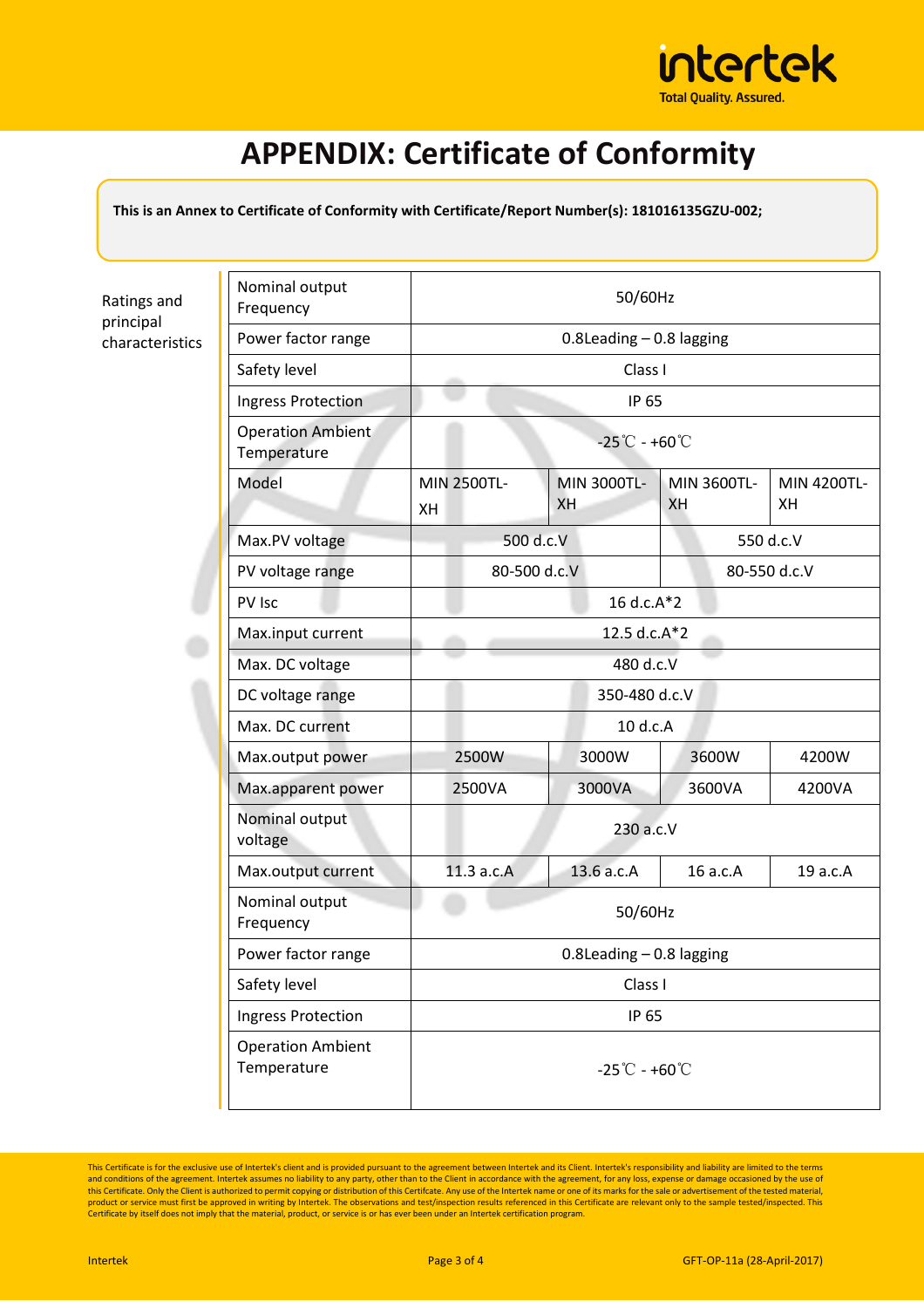# APPENDIX: Certificate of Conformity

**This is an Annex to Certificate of Conformity with Certificate/Report Number(s): 181016135GZU-002;**

Ratings and principal characteristics

| | | | | |
|---|---|---|---|---|
| Nominal output Frequency | 50/60Hz | | | |
| Power factor range | 0.8Leading – 0.8 lagging | | | |
| Safety level | Class I | | | |
| Ingress Protection | IP 65 | | | |
| Operation Ambient Temperature | -25℃ - +60℃ | | | |
| Model | MIN 2500TL-XH | MIN 3000TL-XH | MIN 3600TL-XH | MIN 4200TL-XH |
| Max.PV voltage | 500 d.c.V | | 550 d.c.V | |
| PV voltage range | 80-500 d.c.V | | 80-550 d.c.V | |
| PV Isc | 16 d.c.A*2 | | | |
| Max.input current | 12.5 d.c.A*2 | | | |
| Max. DC voltage | 480 d.c.V | | | |
| DC voltage range | 350-480 d.c.V | | | |
| Max. DC current | 10 d.c.A | | | |
| Max.output power | 2500W | 3000W | 3600W | 4200W |
| Max.apparent power | 2500VA | 3000VA | 3600VA | 4200VA |
| Nominal output voltage | 230 a.c.V | | | |
| Max.output current | 11.3 a.c.A | 13.6 a.c.A | 16 a.c.A | 19 a.c.A |
| Nominal output Frequency | 50/60Hz | | | |
| Power factor range | 0.8Leading – 0.8 lagging | | | |
| Safety level | Class I | | | |
| Ingress Protection | IP 65 | | | |
| Operation Ambient Temperature | -25℃ - +60℃ | | | |

This Certificate is for the exclusive use of Intertek's client and is provided pursuant to the agreement between Intertek and its Client. Intertek's responsibility and liability are limited to the terms and conditions of the agreement. Intertek assumes no liability to any party, other than to the Client in accordance with the agreement, for any loss, expense or damage occasioned by the use of this Certificate. Only the Client is authorized to permit copying or distribution of this Certificate. Any use of the Intertek name or one of its marks for the sale or advertisement of the tested material, product or service must first be approved in writing by Intertek. The observations and test/inspection results referenced in this Certificate are relevant only to the sample tested/inspected. This Certificate by itself does not imply that the material, product, or service is or has ever been under an Intertek certification program.

GFT-OP-11a (28-April-2017)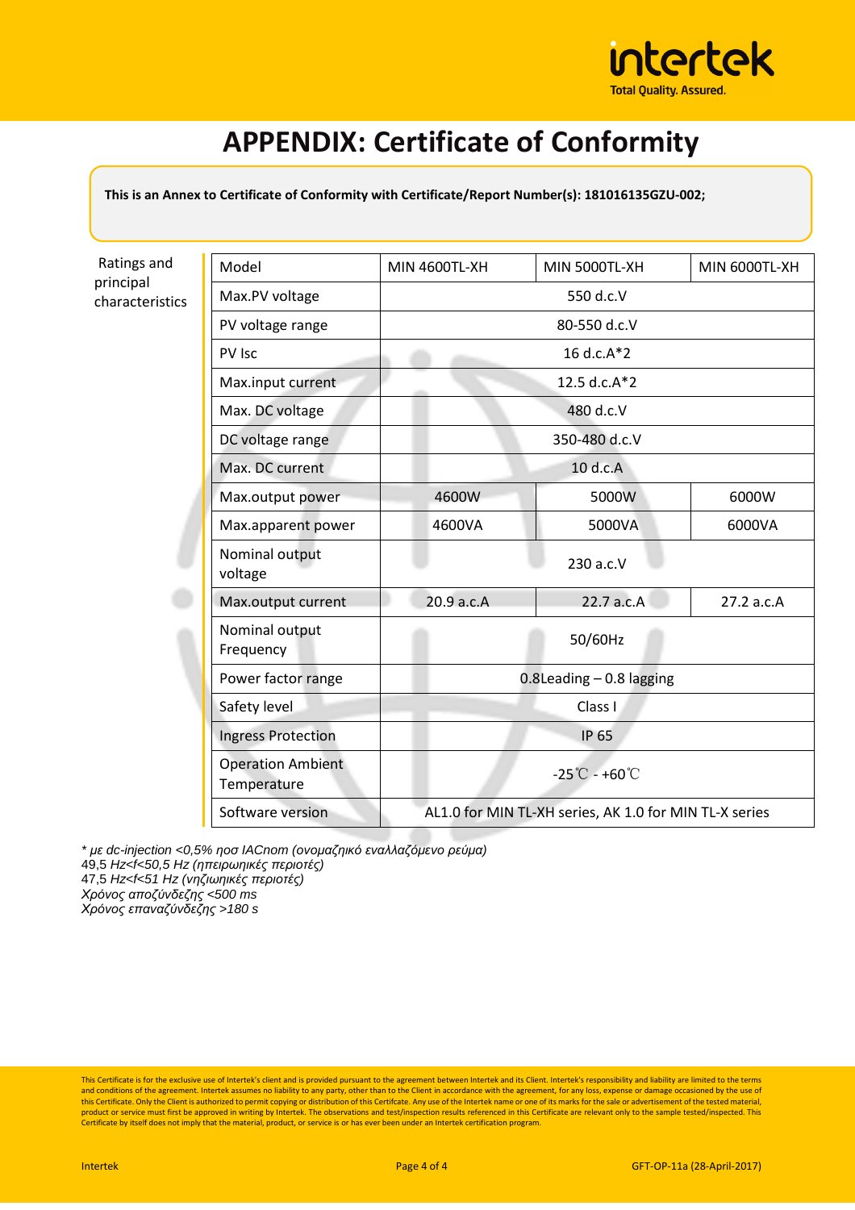# APPENDIX: Certificate of Conformity

**This is an Annex to Certificate of Conformity with Certificate/Report Number(s): 181016135GZU-002;**

Ratings and principal characteristics

| Model | MIN 4600TL-XH | MIN 5000TL-XH | MIN 6000TL-XH |
|---|---|---|---|
| Max.PV voltage | 550 d.c.V | | |
| PV voltage range | 80-550 d.c.V | | |
| PV Isc | 16 d.c.A*2 | | |
| Max.input current | 12.5 d.c.A*2 | | |
| Max. DC voltage | 480 d.c.V | | |
| DC voltage range | 350-480 d.c.V | | |
| Max. DC current | 10 d.c.A | | |
| Max.output power | 4600W | 5000W | 6000W |
| Max.apparent power | 4600VA | 5000VA | 6000VA |
| Nominal output voltage | 230 a.c.V | | |
| Max.output current | 20.9 a.c.A | 22.7 a.c.A | 27.2 a.c.A |
| Nominal output Frequency | 50/60Hz | | |
| Power factor range | 0.8Leading – 0.8 lagging | | |
| Safety level | Class I | | |
| Ingress Protection | IP 65 | | |
| Operation Ambient Temperature | -25℃ - +60℃ | | |
| Software version | AL1.0 for MIN TL-XH series, AK 1.0 for MIN TL-X series | | |

*\* με dc-injection <0,5% ποσ IACnom (ονομαζηικό εναλλαζόμενο ρεύμα)*  
49,5 *Hz<f<50,5 Hz (ηπειρωηικές περιοτές)*  
47,5 *Hz<f<51 Hz (νηζιωηικές περιοτές)*  
*Χρόνος αποζύνδεζης <500 ms*  
*Χρόνος επαναζύνδεζης >180 s*

This Certificate is for the exclusive use of Intertek's client and is provided pursuant to the agreement between Intertek and its Client. Intertek's responsibility and liability are limited to the terms and conditions of the agreement. Intertek assumes no liability to any party, other than to the Client in accordance with the agreement, for any loss, expense or damage occasioned by the use of this Certificate. Only the Client is authorized to permit copying or distribution of this Certificate. Any use of the Intertek name or one of its marks for the sale or advertisement of the tested material, product or service must first be approved in writing by Intertek. The observations and test/inspection results referenced in this Certificate are relevant only to the sample tested/inspected. This Certificate by itself does not imply that the material, product, or service is or has ever been under an Intertek certification program.

Intertek GFT-OP-11a (28-April-2017)